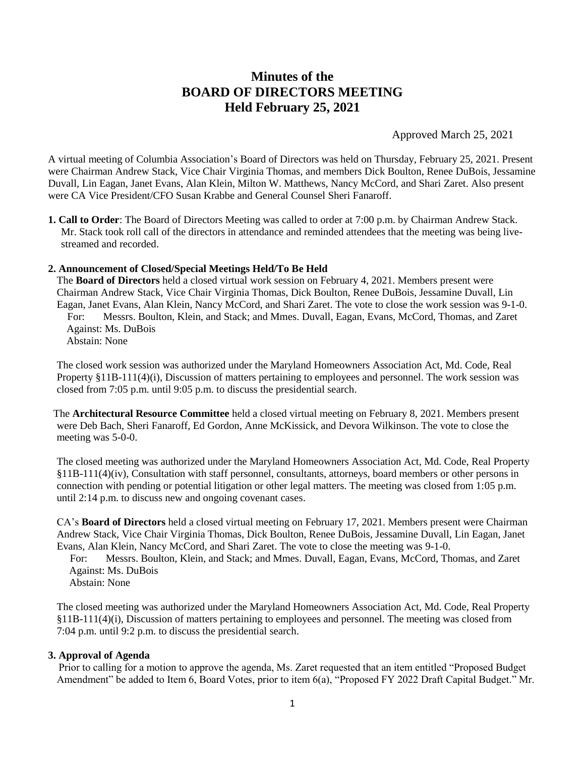# Minutes of the
# BOARD OF DIRECTORS MEETING
# Held February 25, 2021

Approved March 25, 2021

A virtual meeting of Columbia Association's Board of Directors was held on Thursday, February 25, 2021. Present were Chairman Andrew Stack, Vice Chair Virginia Thomas, and members Dick Boulton, Renee DuBois, Jessamine Duvall, Lin Eagan, Janet Evans, Alan Klein, Milton W. Matthews, Nancy McCord, and Shari Zaret. Also present were CA Vice President/CFO Susan Krabbe and General Counsel Sheri Fanaroff.

**1. Call to Order**: The Board of Directors Meeting was called to order at 7:00 p.m. by Chairman Andrew Stack. Mr. Stack took roll call of the directors in attendance and reminded attendees that the meeting was being live-streamed and recorded.

**2. Announcement of Closed/Special Meetings Held/To Be Held**

The **Board of Directors** held a closed virtual work session on February 4, 2021. Members present were Chairman Andrew Stack, Vice Chair Virginia Thomas, Dick Boulton, Renee DuBois, Jessamine Duvall, Lin Eagan, Janet Evans, Alan Klein, Nancy McCord, and Shari Zaret. The vote to close the work session was 9-1-0.

For: Messrs. Boulton, Klein, and Stack; and Mmes. Duvall, Eagan, Evans, McCord, Thomas, and Zaret
Against: Ms. DuBois
Abstain: None

The closed work session was authorized under the Maryland Homeowners Association Act, Md. Code, Real Property §11B-111(4)(i), Discussion of matters pertaining to employees and personnel. The work session was closed from 7:05 p.m. until 9:05 p.m. to discuss the presidential search.

The **Architectural Resource Committee** held a closed virtual meeting on February 8, 2021. Members present were Deb Bach, Sheri Fanaroff, Ed Gordon, Anne McKissick, and Devora Wilkinson. The vote to close the meeting was 5-0-0.

The closed meeting was authorized under the Maryland Homeowners Association Act, Md. Code, Real Property §11B-111(4)(iv), Consultation with staff personnel, consultants, attorneys, board members or other persons in connection with pending or potential litigation or other legal matters. The meeting was closed from 1:05 p.m. until 2:14 p.m. to discuss new and ongoing covenant cases.

CA's **Board of Directors** held a closed virtual meeting on February 17, 2021. Members present were Chairman Andrew Stack, Vice Chair Virginia Thomas, Dick Boulton, Renee DuBois, Jessamine Duvall, Lin Eagan, Janet Evans, Alan Klein, Nancy McCord, and Shari Zaret. The vote to close the meeting was 9-1-0.

For: Messrs. Boulton, Klein, and Stack; and Mmes. Duvall, Eagan, Evans, McCord, Thomas, and Zaret
Against: Ms. DuBois
Abstain: None

The closed meeting was authorized under the Maryland Homeowners Association Act, Md. Code, Real Property §11B-111(4)(i), Discussion of matters pertaining to employees and personnel. The meeting was closed from 7:04 p.m. until 9:2 p.m. to discuss the presidential search.

**3. Approval of Agenda**

Prior to calling for a motion to approve the agenda, Ms. Zaret requested that an item entitled "Proposed Budget Amendment" be added to Item 6, Board Votes, prior to item 6(a), "Proposed FY 2022 Draft Capital Budget." Mr.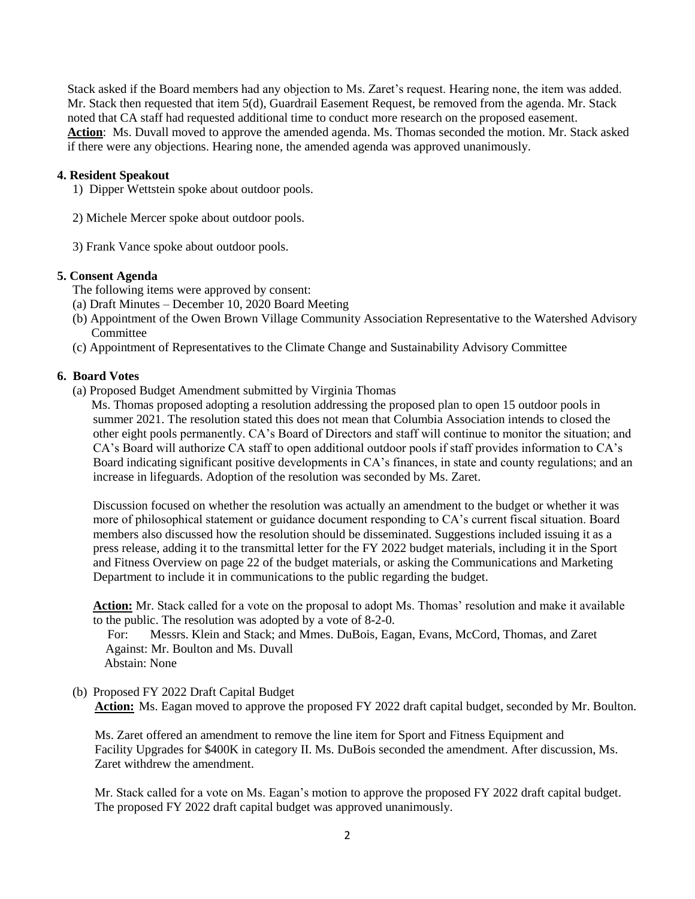Stack asked if the Board members had any objection to Ms. Zaret's request. Hearing none, the item was added. Mr. Stack then requested that item 5(d), Guardrail Easement Request, be removed from the agenda. Mr. Stack noted that CA staff had requested additional time to conduct more research on the proposed easement.
**Action**: Ms. Duvall moved to approve the amended agenda. Ms. Thomas seconded the motion. Mr. Stack asked if there were any objections. Hearing none, the amended agenda was approved unanimously.

**4. Resident Speakout**

1) Dipper Wettstein spoke about outdoor pools.

2) Michele Mercer spoke about outdoor pools.

3) Frank Vance spoke about outdoor pools.

**5. Consent Agenda**

The following items were approved by consent:

(a) Draft Minutes – December 10, 2020 Board Meeting
(b) Appointment of the Owen Brown Village Community Association Representative to the Watershed Advisory Committee
(c) Appointment of Representatives to the Climate Change and Sustainability Advisory Committee

**6. Board Votes**

(a) Proposed Budget Amendment submitted by Virginia Thomas

Ms. Thomas proposed adopting a resolution addressing the proposed plan to open 15 outdoor pools in summer 2021. The resolution stated this does not mean that Columbia Association intends to closed the other eight pools permanently. CA's Board of Directors and staff will continue to monitor the situation; and CA's Board will authorize CA staff to open additional outdoor pools if staff provides information to CA's Board indicating significant positive developments in CA's finances, in state and county regulations; and an increase in lifeguards. Adoption of the resolution was seconded by Ms. Zaret.

Discussion focused on whether the resolution was actually an amendment to the budget or whether it was more of philosophical statement or guidance document responding to CA's current fiscal situation. Board members also discussed how the resolution should be disseminated. Suggestions included issuing it as a press release, adding it to the transmittal letter for the FY 2022 budget materials, including it in the Sport and Fitness Overview on page 22 of the budget materials, or asking the Communications and Marketing Department to include it in communications to the public regarding the budget.

**Action:** Mr. Stack called for a vote on the proposal to adopt Ms. Thomas' resolution and make it available to the public. The resolution was adopted by a vote of 8-2-0.
For: Messrs. Klein and Stack; and Mmes. DuBois, Eagan, Evans, McCord, Thomas, and Zaret
Against: Mr. Boulton and Ms. Duvall
Abstain: None

(b) Proposed FY 2022 Draft Capital Budget

**Action:** Ms. Eagan moved to approve the proposed FY 2022 draft capital budget, seconded by Mr. Boulton.

Ms. Zaret offered an amendment to remove the line item for Sport and Fitness Equipment and Facility Upgrades for $400K in category II. Ms. DuBois seconded the amendment. After discussion, Ms. Zaret withdrew the amendment.

Mr. Stack called for a vote on Ms. Eagan's motion to approve the proposed FY 2022 draft capital budget. The proposed FY 2022 draft capital budget was approved unanimously.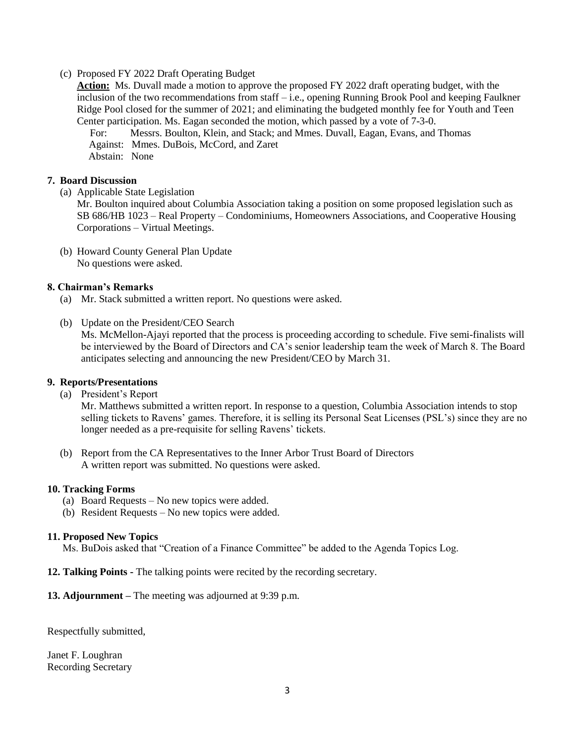(c) Proposed FY 2022 Draft Operating Budget

**Action:** Ms. Duvall made a motion to approve the proposed FY 2022 draft operating budget, with the inclusion of the two recommendations from staff – i.e., opening Running Brook Pool and keeping Faulkner Ridge Pool closed for the summer of 2021; and eliminating the budgeted monthly fee for Youth and Teen Center participation. Ms. Eagan seconded the motion, which passed by a vote of 7-3-0.

For: Messrs. Boulton, Klein, and Stack; and Mmes. Duvall, Eagan, Evans, and Thomas
Against: Mmes. DuBois, McCord, and Zaret
Abstain: None

**7. Board Discussion**

(a) Applicable State Legislation
Mr. Boulton inquired about Columbia Association taking a position on some proposed legislation such as SB 686/HB 1023 – Real Property – Condominiums, Homeowners Associations, and Cooperative Housing Corporations – Virtual Meetings.

(b) Howard County General Plan Update
No questions were asked.

**8. Chairman's Remarks**

(a) Mr. Stack submitted a written report. No questions were asked.

(b) Update on the President/CEO Search
Ms. McMellon-Ajayi reported that the process is proceeding according to schedule. Five semi-finalists will be interviewed by the Board of Directors and CA's senior leadership team the week of March 8. The Board anticipates selecting and announcing the new President/CEO by March 31.

**9. Reports/Presentations**

(a) President's Report
Mr. Matthews submitted a written report. In response to a question, Columbia Association intends to stop selling tickets to Ravens' games. Therefore, it is selling its Personal Seat Licenses (PSL's) since they are no longer needed as a pre-requisite for selling Ravens' tickets.

(b) Report from the CA Representatives to the Inner Arbor Trust Board of Directors
A written report was submitted. No questions were asked.

**10. Tracking Forms**

(a) Board Requests – No new topics were added.
(b) Resident Requests – No new topics were added.

**11. Proposed New Topics**

Ms. BuDois asked that "Creation of a Finance Committee" be added to the Agenda Topics Log.

**12. Talking Points** - The talking points were recited by the recording secretary.

**13. Adjournment –** The meeting was adjourned at 9:39 p.m.

Respectfully submitted,

Janet F. Loughran
Recording Secretary